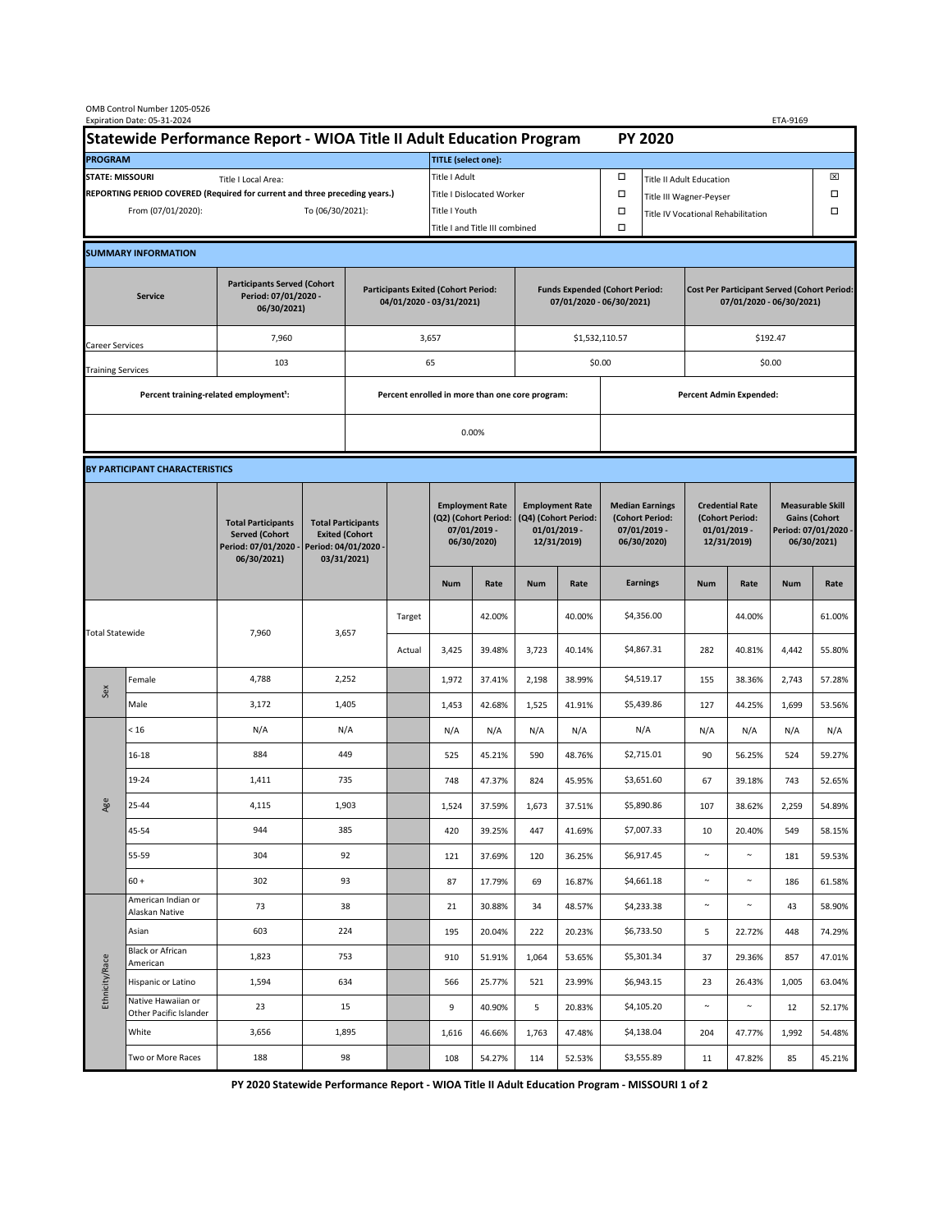OMB Control Number 1205-0526
Expiration Date: 05-31-2024

ETA-9169

# Statewide Performance Report - WIOA Title II Adult Education Program — PY 2020

| PROGRAM | | TITLE (select one): | | | |
|---|---|---|---|---|---|
| STATE: MISSOURI | Title I Local Area: | Title I Adult | ☐ | Title II Adult Education | ☒ |
| REPORTING PERIOD COVERED (Required for current and three preceding years.) | | Title I Dislocated Worker | ☐ | Title III Wagner-Peyser | ☐ |
| From (07/01/2020): | To (06/30/2021): | Title I Youth | ☐ | Title IV Vocational Rehabilitation | ☐ |
| | | Title I and Title III combined | ☐ | | |

## SUMMARY INFORMATION

| Service | Participants Served (Cohort Period: 07/01/2020 - 06/30/2021) | Participants Exited (Cohort Period: 04/01/2020 - 03/31/2021) | Funds Expended (Cohort Period: 07/01/2020 - 06/30/2021) | Cost Per Participant Served (Cohort Period: 07/01/2020 - 06/30/2021) |
|---|---|---|---|---|
| Career Services | 7,960 | 3,657 | $1,532,110.57 | $192.47 |
| Training Services | 103 | 65 | $0.00 | $0.00 |

| Percent training-related employment[1]: | Percent enrolled in more than one core program: | Percent Admin Expended: |
|---|---|---|
| | 0.00% | |

## BY PARTICIPANT CHARACTERISTICS

| | | Total Participants Served (Cohort Period: 07/01/2020 - 06/30/2021) | Total Participants Exited (Cohort Period: 04/01/2020 - 03/31/2021) | | Employment Rate (Q2) (Cohort Period: 07/01/2019 - 06/30/2020) | | Employment Rate (Q4) (Cohort Period: 01/01/2019 - 12/31/2019) | | Median Earnings (Cohort Period: 07/01/2019 - 06/30/2020) | Credential Rate (Cohort Period: 01/01/2019 - 12/31/2019) | | Measurable Skill Gains (Cohort Period: 07/01/2020 - 06/30/2021) | |
|---|---|---|---|---|---|---|---|---|---|---|---|---|---|
| | | | | | Num | Rate | Num | Rate | Earnings | Num | Rate | Num | Rate |
| Total Statewide | | 7,960 | 3,657 | Target | | 42.00% | | 40.00% | $4,356.00 | | 44.00% | | 61.00% |
| | | | | Actual | 3,425 | 39.48% | 3,723 | 40.14% | $4,867.31 | 282 | 40.81% | 4,442 | 55.80% |
| Sex | Female | 4,788 | 2,252 | | 1,972 | 37.41% | 2,198 | 38.99% | $4,519.17 | 155 | 38.36% | 2,743 | 57.28% |
| | Male | 3,172 | 1,405 | | 1,453 | 42.68% | 1,525 | 41.91% | $5,439.86 | 127 | 44.25% | 1,699 | 53.56% |
| Age | < 16 | N/A | N/A | | N/A | N/A | N/A | N/A | N/A | N/A | N/A | N/A | N/A |
| | 16-18 | 884 | 449 | | 525 | 45.21% | 590 | 48.76% | $2,715.01 | 90 | 56.25% | 524 | 59.27% |
| | 19-24 | 1,411 | 735 | | 748 | 47.37% | 824 | 45.95% | $3,651.60 | 67 | 39.18% | 743 | 52.65% |
| | 25-44 | 4,115 | 1,903 | | 1,524 | 37.59% | 1,673 | 37.51% | $5,890.86 | 107 | 38.62% | 2,259 | 54.89% |
| | 45-54 | 944 | 385 | | 420 | 39.25% | 447 | 41.69% | $7,007.33 | 10 | 20.40% | 549 | 58.15% |
| | 55-59 | 304 | 92 | | 121 | 37.69% | 120 | 36.25% | $6,917.45 | ~ | ~ | 181 | 59.53% |
| | 60 + | 302 | 93 | | 87 | 17.79% | 69 | 16.87% | $4,661.18 | ~ | ~ | 186 | 61.58% |
| Ethnicity/Race | American Indian or Alaskan Native | 73 | 38 | | 21 | 30.88% | 34 | 48.57% | $4,233.38 | ~ | ~ | 43 | 58.90% |
| | Asian | 603 | 224 | | 195 | 20.04% | 222 | 20.23% | $6,733.50 | 5 | 22.72% | 448 | 74.29% |
| | Black or African American | 1,823 | 753 | | 910 | 51.91% | 1,064 | 53.65% | $5,301.34 | 37 | 29.36% | 857 | 47.01% |
| | Hispanic or Latino | 1,594 | 634 | | 566 | 25.77% | 521 | 23.99% | $6,943.15 | 23 | 26.43% | 1,005 | 63.04% |
| | Native Hawaiian or Other Pacific Islander | 23 | 15 | | 9 | 40.90% | 5 | 20.83% | $4,105.20 | ~ | ~ | 12 | 52.17% |
| | White | 3,656 | 1,895 | | 1,616 | 46.66% | 1,763 | 47.48% | $4,138.04 | 204 | 47.77% | 1,992 | 54.48% |
| | Two or More Races | 188 | 98 | | 108 | 54.27% | 114 | 52.53% | $3,555.89 | 11 | 47.82% | 85 | 45.21% |

**PY 2020 Statewide Performance Report - WIOA Title II Adult Education Program - MISSOURI**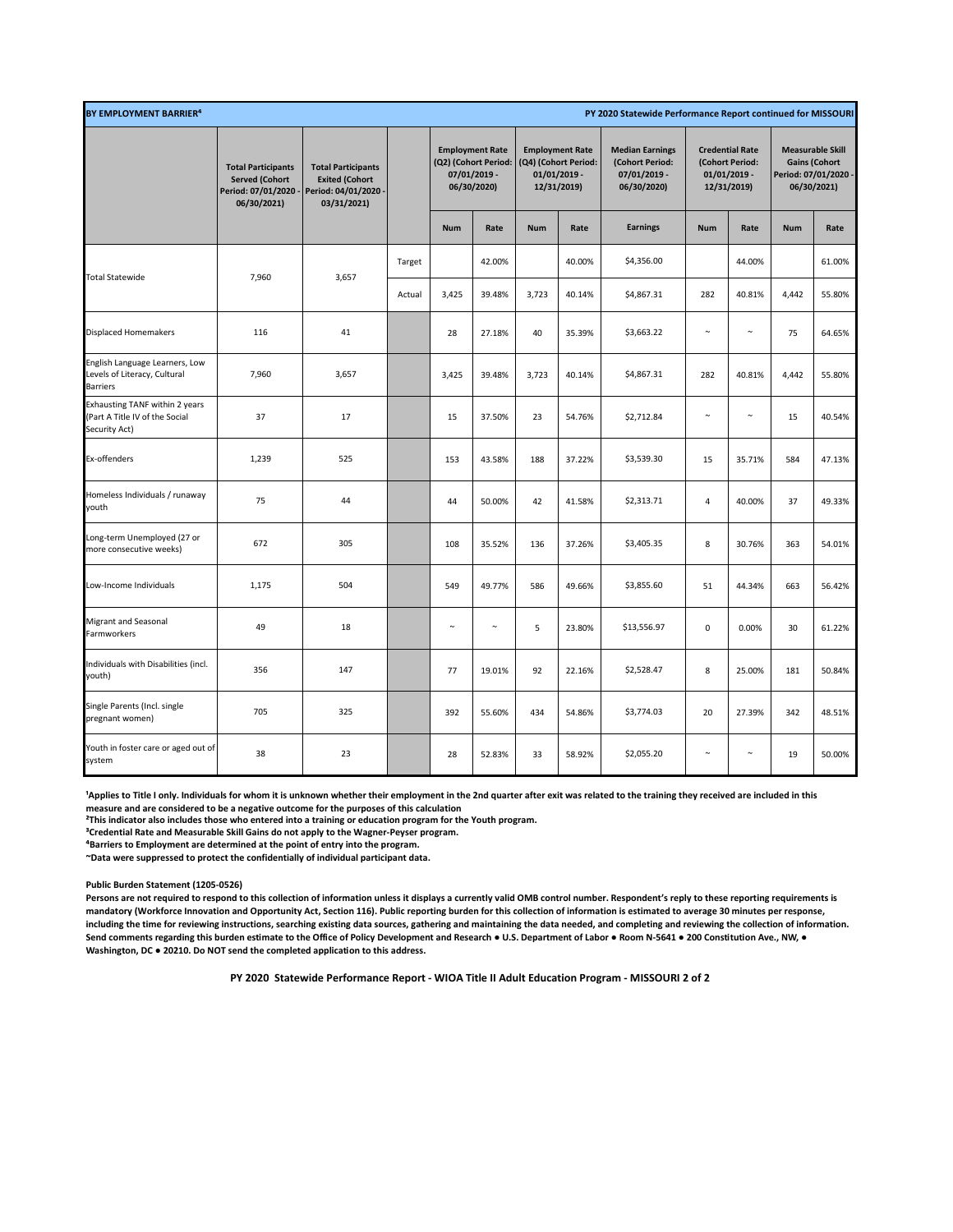| BY EMPLOYMENT BARRIER[4] | | | | | | | | | | | | | |
|---|---|---|---|---|---|---|---|---|---|---|---|---|---|
| | Total Participants Served (Cohort Period: 07/01/2020 - 06/30/2021) | Total Participants Exited (Cohort Period: 04/01/2020 - 03/31/2021) | | Employment Rate (Q2) (Cohort Period: 07/01/2019 - 06/30/2020) | | Employment Rate (Q4) (Cohort Period: 01/01/2019 - 12/31/2019) | | Median Earnings (Cohort Period: 07/01/2019 - 06/30/2020) | Credential Rate (Cohort Period: 01/01/2019 - 12/31/2019) | | Measurable Skill Gains (Cohort Period: 07/01/2020 - 06/30/2021) | |
| | | | | Num | Rate | Num | Rate | Earnings | Num | Rate | Num | Rate |
| Total Statewide | 7,960 | 3,657 | Target | | 42.00% | | 40.00% | $4,356.00 | | 44.00% | | 61.00% |
| | | | Actual | 3,425 | 39.48% | 3,723 | 40.14% | $4,867.31 | 282 | 40.81% | 4,442 | 55.80% |
| Displaced Homemakers | 116 | 41 | | 28 | 27.18% | 40 | 35.39% | $3,663.22 | ~ | ~ | 75 | 64.65% |
| English Language Learners, Low Levels of Literacy, Cultural Barriers | 7,960 | 3,657 | | 3,425 | 39.48% | 3,723 | 40.14% | $4,867.31 | 282 | 40.81% | 4,442 | 55.80% |
| Exhausting TANF within 2 years (Part A Title IV of the Social Security Act) | 37 | 17 | | 15 | 37.50% | 23 | 54.76% | $2,712.84 | ~ | ~ | 15 | 40.54% |
| Ex-offenders | 1,239 | 525 | | 153 | 43.58% | 188 | 37.22% | $3,539.30 | 15 | 35.71% | 584 | 47.13% |
| Homeless Individuals / runaway youth | 75 | 44 | | 44 | 50.00% | 42 | 41.58% | $2,313.71 | 4 | 40.00% | 37 | 49.33% |
| Long-term Unemployed (27 or more consecutive weeks) | 672 | 305 | | 108 | 35.52% | 136 | 37.26% | $3,405.35 | 8 | 30.76% | 363 | 54.01% |
| Low-Income Individuals | 1,175 | 504 | | 549 | 49.77% | 586 | 49.66% | $3,855.60 | 51 | 44.34% | 663 | 56.42% |
| Migrant and Seasonal Farmworkers | 49 | 18 | | ~ | ~ | 5 | 23.80% | $13,556.97 | 0 | 0.00% | 30 | 61.22% |
| Individuals with Disabilities (incl. youth) | 356 | 147 | | 77 | 19.01% | 92 | 22.16% | $2,528.47 | 8 | 25.00% | 181 | 50.84% |
| Single Parents (Incl. single pregnant women) | 705 | 325 | | 392 | 55.60% | 434 | 54.86% | $3,774.03 | 20 | 27.39% | 342 | 48.51% |
| Youth in foster care or aged out of system | 38 | 23 | | 28 | 52.83% | 33 | 58.92% | $2,055.20 | ~ | ~ | 19 | 50.00% |

**[1]Applies to Title I only. Individuals for whom it is unknown whether their employment in the 2nd quarter after exit was related to the training they received are included in this measure and are considered to be a negative outcome for the purposes of this calculation**

**[2]This indicator also includes those who entered into a training or education program for the Youth program.**

**[3]Credential Rate and Measurable Skill Gains do not apply to the Wagner-Peyser program.**

**[4]Barriers to Employment are determined at the point of entry into the program.**

**~Data were suppressed to protect the confidentially of individual participant data.**

**Public Burden Statement (1205-0526)**

**Persons are not required to respond to this collection of information unless it displays a currently valid OMB control number. Respondent's reply to these reporting requirements is mandatory (Workforce Innovation and Opportunity Act, Section 116). Public reporting burden for this collection of information is estimated to average 30 minutes per response, including the time for reviewing instructions, searching existing data sources, gathering and maintaining the data needed, and completing and reviewing the collection of information. Send comments regarding this burden estimate to the Office of Policy Development and Research ● U.S. Department of Labor ● Room N-5641 ● 200 Constitution Ave., NW, ● Washington, DC ● 20210. Do NOT send the completed application to this address.**